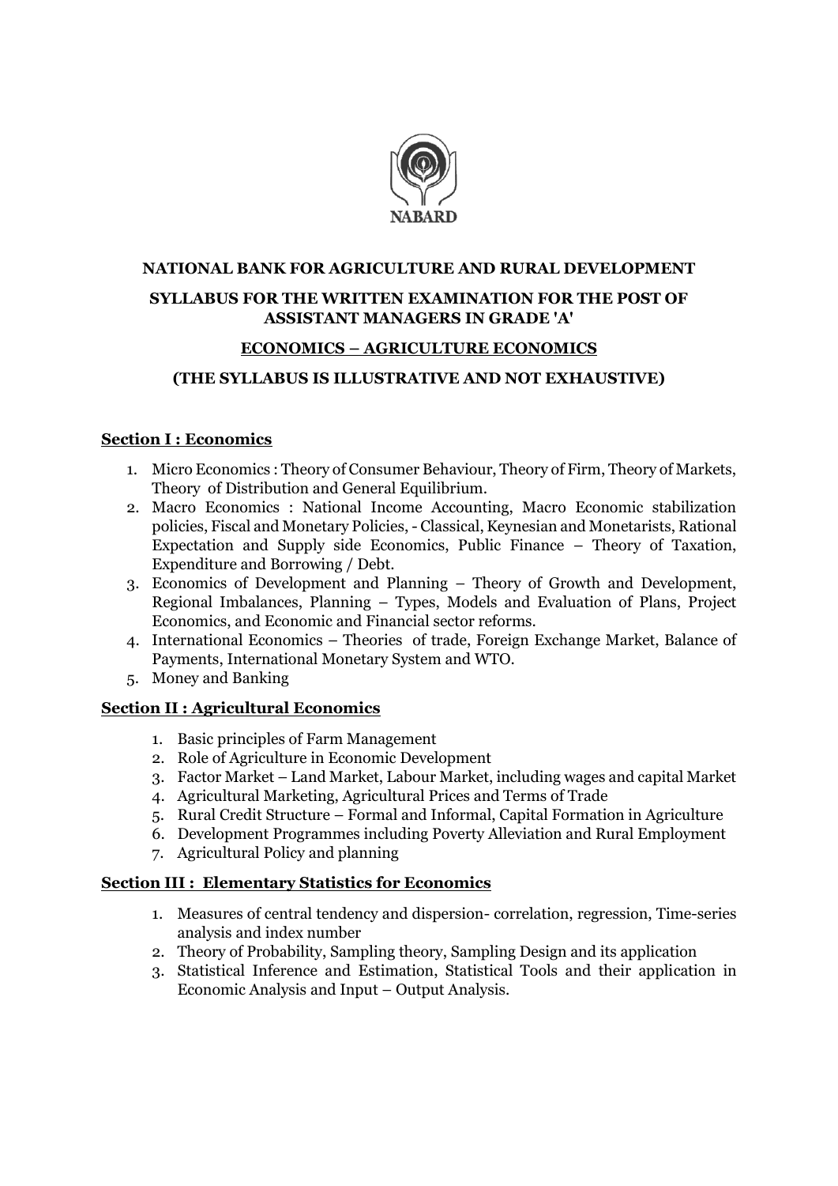NABARD

# NATIONAL BANK FOR AGRICULTURE AND RURAL DEVELOPMENT

## SYLLABUS FOR THE WRITTEN EXAMINATION FOR THE POST OF ASSISTANT MANAGERS IN GRADE 'A'

## ECONOMICS – AGRICULTURE ECONOMICS

## (THE SYLLABUS IS ILLUSTRATIVE AND NOT EXHAUSTIVE)

### Section I : Economics

1. Micro Economics : Theory of Consumer Behaviour, Theory of Firm, Theory of Markets, Theory of Distribution and General Equilibrium.
2. Macro Economics : National Income Accounting, Macro Economic stabilization policies, Fiscal and Monetary Policies, - Classical, Keynesian and Monetarists, Rational Expectation and Supply side Economics, Public Finance – Theory of Taxation, Expenditure and Borrowing / Debt.
3. Economics of Development and Planning – Theory of Growth and Development, Regional Imbalances, Planning – Types, Models and Evaluation of Plans, Project Economics, and Economic and Financial sector reforms.
4. International Economics – Theories of trade, Foreign Exchange Market, Balance of Payments, International Monetary System and WTO.
5. Money and Banking

### Section II : Agricultural Economics

1. Basic principles of Farm Management
2. Role of Agriculture in Economic Development
3. Factor Market – Land Market, Labour Market, including wages and capital Market
4. Agricultural Marketing, Agricultural Prices and Terms of Trade
5. Rural Credit Structure – Formal and Informal, Capital Formation in Agriculture
6. Development Programmes including Poverty Alleviation and Rural Employment
7. Agricultural Policy and planning

### Section III : Elementary Statistics for Economics

1. Measures of central tendency and dispersion- correlation, regression, Time-series analysis and index number
2. Theory of Probability, Sampling theory, Sampling Design and its application
3. Statistical Inference and Estimation, Statistical Tools and their application in Economic Analysis and Input – Output Analysis.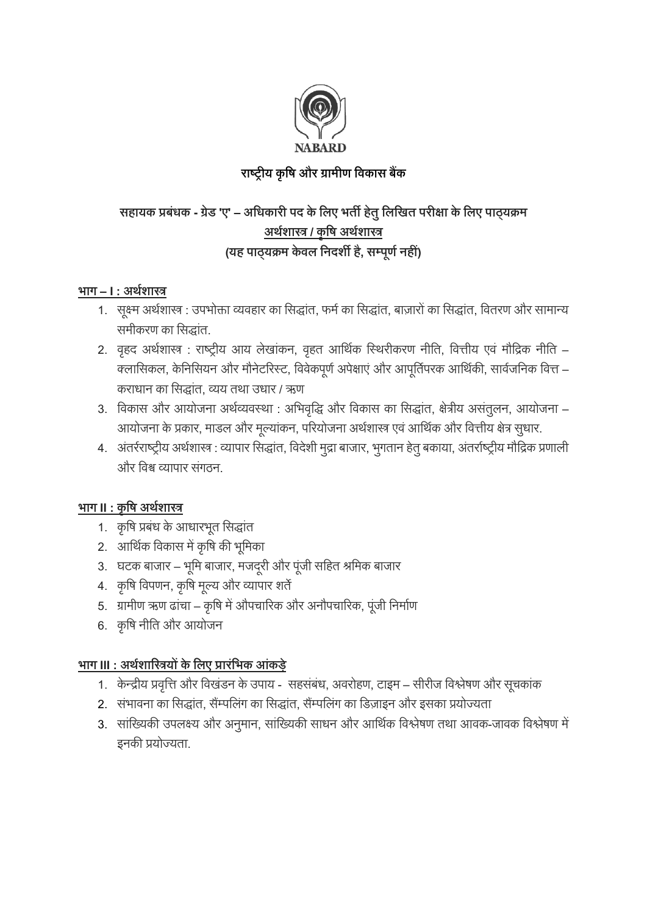NABARD

**राष्ट्रीय कृषि और ग्रामीण विकास बैंक**

**सहायक प्रबंधक - ग्रेड 'ए' – अधिकारी पद के लिए भर्ती हेतु लिखित परीक्षा के लिए पाठ्यक्रम**
**अर्थशास्त्र / कृषि अर्थशास्त्र**
**(यह पाठ्यक्रम केवल निदर्शी है, सम्पूर्ण नहीं)**

## भाग – I : अर्थशास्त्र

1. सूक्ष्म अर्थशास्त्र : उपभोक्ता व्यवहार का सिद्धांत, फर्म का सिद्धांत, बाजारों का सिद्धांत, वितरण और सामान्य समीकरण का सिद्धांत.
2. वृहद अर्थशास्त्र : राष्ट्रीय आय लेखांकन, वृहत आर्थिक स्थिरीकरण नीति, वित्तीय एवं मौद्रिक नीति – क्लासिकल, केनिसियन और मौनेटरिस्ट, विवेकपूर्ण अपेक्षाएं और आपूर्तिपरक आर्थिकी, सार्वजनिक वित्त – कराधान का सिद्धांत, व्यय तथा उधार / ऋण
3. विकास और आयोजना अर्थव्यवस्था : अभिवृद्धि और विकास का सिद्धांत, क्षेत्रीय असंतुलन, आयोजना – आयोजना के प्रकार, माडल और मूल्यांकन, परियोजना अर्थशास्त्र एवं आर्थिक और वित्तीय क्षेत्र सुधार.
4. अंतर्रराष्ट्रीय अर्थशास्त्र : व्यापार सिद्धांत, विदेशी मुद्रा बाजार, भुगतान हेतु बकाया, अंतर्राष्ट्रीय मौद्रिक प्रणाली और विश्व व्यापार संगठन.

## भाग II : कृषि अर्थशास्त्र

1. कृषि प्रबंध के आधारभूत सिद्धांत
2. आर्थिक विकास में कृषि की भूमिका
3. घटक बाजार – भूमि बाजार, मजदूरी और पूंजी सहित श्रमिक बाजार
4. कृषि विपणन, कृषि मूल्य और व्यापार शर्तें
5. ग्रामीण ऋण ढांचा – कृषि में औपचारिक और अनौपचारिक, पूंजी निर्माण
6. कृषि नीति और आयोजन

## भाग III : अर्थशास्त्रियों के लिए प्रारंभिक आंकड़े

1. केन्द्रीय प्रवृत्ति और विखंडन के उपाय - सहसंबंध, अवरोहण, टाइम – सीरीज विश्लेषण और सूचकांक
2. संभावना का सिद्धांत, सैंम्पलिंग का सिद्धांत, सैंम्पलिंग का डिज़ाइन और इसका प्रयोज्यता
3. सांख्यिकी उपलक्ष्य और अनुमान, सांख्यिकी साधन और आर्थिक विश्लेषण तथा आवक-जावक विश्लेषण में इनकी प्रयोज्यता.